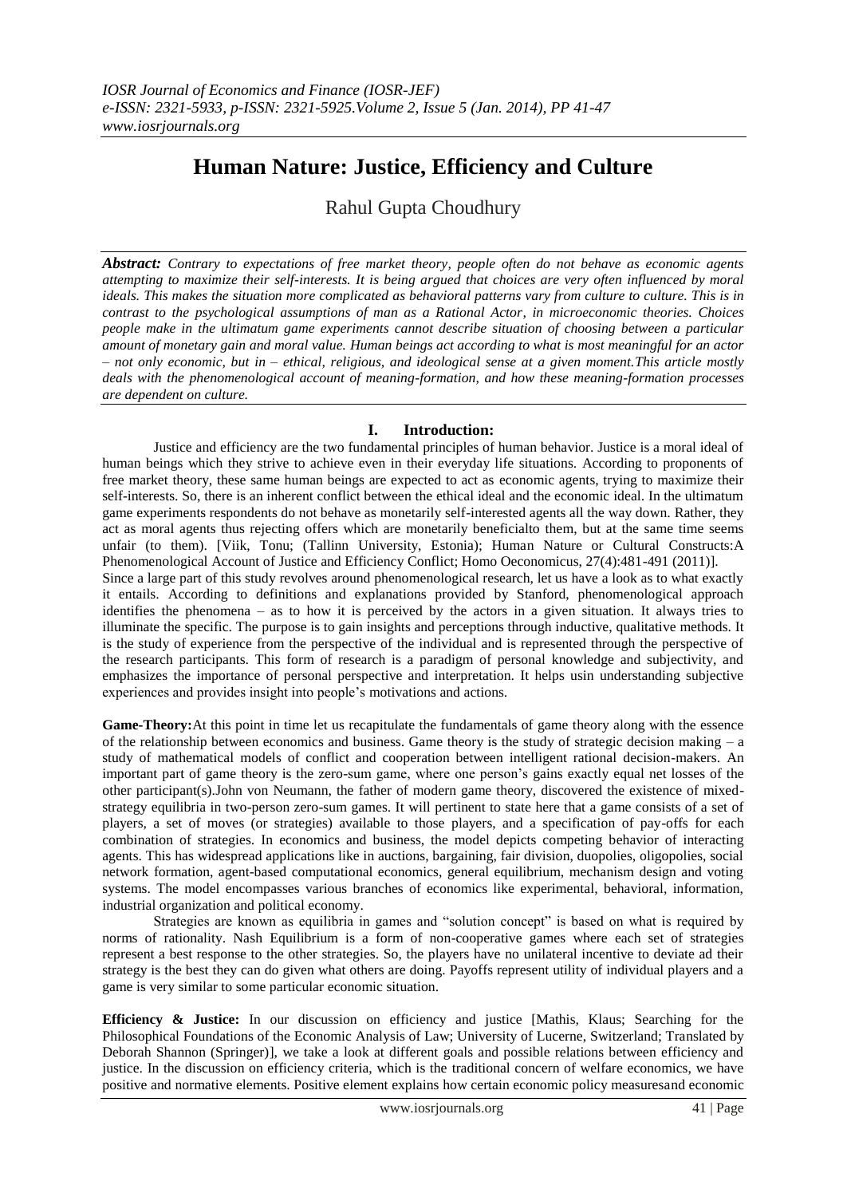# Human Nature: Justice, Efficiency and Culture

Rahul Gupta Choudhury

***Abstract:*** *Contrary to expectations of free market theory, people often do not behave as economic agents attempting to maximize their self-interests. It is being argued that choices are very often influenced by moral ideals. This makes the situation more complicated as behavioral patterns vary from culture to culture. This is in contrast to the psychological assumptions of man as a Rational Actor, in microeconomic theories. Choices people make in the ultimatum game experiments cannot describe situation of choosing between a particular amount of monetary gain and moral value. Human beings act according to what is most meaningful for an actor – not only economic, but in – ethical, religious, and ideological sense at a given moment.This article mostly deals with the phenomenological account of meaning-formation, and how these meaning-formation processes are dependent on culture.*

## I. Introduction:

Justice and efficiency are the two fundamental principles of human behavior. Justice is a moral ideal of human beings which they strive to achieve even in their everyday life situations. According to proponents of free market theory, these same human beings are expected to act as economic agents, trying to maximize their self-interests. So, there is an inherent conflict between the ethical ideal and the economic ideal. In the ultimatum game experiments respondents do not behave as monetarily self-interested agents all the way down. Rather, they act as moral agents thus rejecting offers which are monetarily beneficialto them, but at the same time seems unfair (to them). [Viik, Tonu; (Tallinn University, Estonia); Human Nature or Cultural Constructs:A Phenomenological Account of Justice and Efficiency Conflict; Homo Oeconomicus, 27(4):481-491 (2011)].

Since a large part of this study revolves around phenomenological research, let us have a look as to what exactly it entails. According to definitions and explanations provided by Stanford, phenomenological approach identifies the phenomena – as to how it is perceived by the actors in a given situation. It always tries to illuminate the specific. The purpose is to gain insights and perceptions through inductive, qualitative methods. It is the study of experience from the perspective of the individual and is represented through the perspective of the research participants. This form of research is a paradigm of personal knowledge and subjectivity, and emphasizes the importance of personal perspective and interpretation. It helps usin understanding subjective experiences and provides insight into people's motivations and actions.

**Game-Theory:**At this point in time let us recapitulate the fundamentals of game theory along with the essence of the relationship between economics and business. Game theory is the study of strategic decision making – a study of mathematical models of conflict and cooperation between intelligent rational decision-makers – An important part of game theory is the zero-sum game, where one person's gains exactly equal net losses of the other participant(s).John von Neumann, the father of modern game theory, discovered the existence of mixed-strategy equilibria in two-person zero-sum games. It will pertinent to state here that a game consists of a set of players, a set of moves (or strategies) available to those players, and a specification of pay-offs for each combination of strategies. In economics and business, the model depicts competing behavior of interacting agents. This has widespread applications like in auctions, bargaining, fair division, duopolies, oligopolies, social network formation, agent-based computational economics, general equilibrium, mechanism design and voting systems. The model encompasses various branches of economics like experimental, behavioral, information, industrial organization and political economy.

Strategies are known as equilibria in games and "solution concept" is based on what is required by norms of rationality. Nash Equilibrium is a form of non-cooperative games where each set of strategies represent a best response to the other strategies. So, the players have no unilateral incentive to deviate ad their strategy is the best they can do given what others are doing. Payoffs represent utility of individual players and a game is very similar to some particular economic situation.

**Efficiency & Justice:** In our discussion on efficiency and justice [Mathis, Klaus; Searching for the Philosophical Foundations of the Economic Analysis of Law; University of Lucerne, Switzerland; Translated by Deborah Shannon (Springer)], we take a look at different goals and possible relations between efficiency and justice. In the discussion on efficiency criteria, which is the traditional concern of welfare economics, we have positive and normative elements. Positive element explains how certain economic policy measuresand economic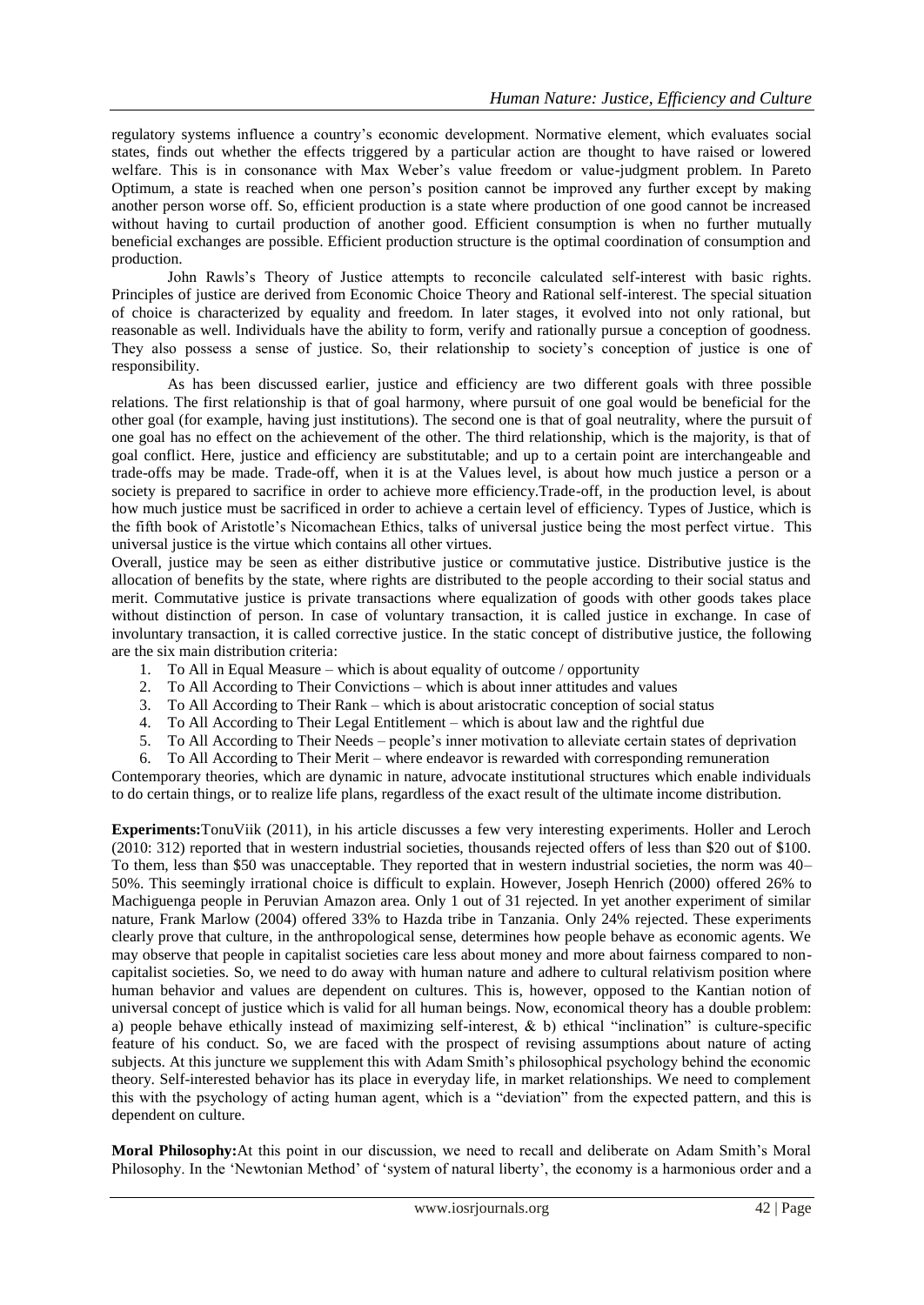regulatory systems influence a country's economic development. Normative element, which evaluates social states, finds out whether the effects triggered by a particular action are thought to have raised or lowered welfare. This is in consonance with Max Weber's value freedom or value-judgment problem. In Pareto Optimum, a state is reached when one person's position cannot be improved any further except by making another person worse off. So, efficient production is a state where production of one good cannot be increased without having to curtail production of another good. Efficient consumption is when no further mutually beneficial exchanges are possible. Efficient production structure is the optimal coordination of consumption and production.

John Rawls's Theory of Justice attempts to reconcile calculated self-interest with basic rights. Principles of justice are derived from Economic Choice Theory and Rational self-interest. The special situation of choice is characterized by equality and freedom. In later stages, it evolved into not only rational, but reasonable as well. Individuals have the ability to form, verify and rationally pursue a conception of goodness. They also possess a sense of justice. So, their relationship to society's conception of justice is one of responsibility.

As has been discussed earlier, justice and efficiency are two different goals with three possible relations. The first relationship is that of goal harmony, where pursuit of one goal would be beneficial for the other goal (for example, having just institutions). The second one is that of goal neutrality, where the pursuit of one goal has no effect on the achievement of the other. The third relationship, which is the majority, is that of goal conflict. Here, justice and efficiency are substitutable; and up to a certain point are interchangeable and trade-offs may be made. Trade-off, when it is at the Values level, is about how much justice a person or a society is prepared to sacrifice in order to achieve more efficiency.Trade-off, in the production level, is about how much justice must be sacrificed in order to achieve a certain level of efficiency. Types of Justice, which is the fifth book of Aristotle's Nicomachean Ethics, talks of universal justice being the most perfect virtue. This universal justice is the virtue which contains all other virtues.

Overall, justice may be seen as either distributive justice or commutative justice. Distributive justice is the allocation of benefits by the state, where rights are distributed to the people according to their social status and merit. Commutative justice is private transactions where equalization of goods with other goods takes place without distinction of person. In case of voluntary transaction, it is called justice in exchange. In case of involuntary transaction, it is called corrective justice. In the static concept of distributive justice, the following are the six main distribution criteria:

1. To All in Equal Measure – which is about equality of outcome / opportunity
2. To All According to Their Convictions – which is about inner attitudes and values
3. To All According to Their Rank – which is about aristocratic conception of social status
4. To All According to Their Legal Entitlement – which is about law and the rightful due
5. To All According to Their Needs – people's inner motivation to alleviate certain states of deprivation
6. To All According to Their Merit – where endeavor is rewarded with corresponding remuneration

Contemporary theories, which are dynamic in nature, advocate institutional structures which enable individuals to do certain things, or to realize life plans, regardless of the exact result of the ultimate income distribution.

**Experiments:**TonuViik (2011), in his article discusses a few very interesting experiments. Holler and Leroch (2010: 312) reported that in western industrial societies, thousands rejected offers of less than $20 out of $100. To them, less than $50 was unacceptable. They reported that in western industrial societies, the norm was 40–50%. This seemingly irrational choice is difficult to explain. However, Joseph Henrich (2000) offered 26% to Machiguenga people in Peruvian Amazon area. Only 1 out of 31 rejected. In yet another experiment of similar nature, Frank Marlow (2004) offered 33% to Hazda tribe in Tanzania. Only 24% rejected. These experiments clearly prove that culture, in the anthropological sense, determines how people behave as economic agents. We may observe that people in capitalist societies care less about money and more about fairness compared to non-capitalist societies. So, we need to do away with human nature and adhere to cultural relativism position where human behavior and values are dependent on cultures. This is, however, opposed to the Kantian notion of universal concept of justice which is valid for all human beings. Now, economical theory has a double problem: a) people behave ethically instead of maximizing self-interest, & b) ethical "inclination" is culture-specific feature of his conduct. So, we are faced with the prospect of revising assumptions about nature of acting subjects. At this juncture we supplement this with Adam Smith's philosophical psychology behind the economic theory. Self-interested behavior has its place in everyday life, in market relationships. We need to complement this with the psychology of acting human agent, which is a "deviation" from the expected pattern, and this is dependent on culture.

**Moral Philosophy:**At this point in our discussion, we need to recall and deliberate on Adam Smith's Moral Philosophy. In the 'Newtonian Method' of 'system of natural liberty', the economy is a harmonious order and a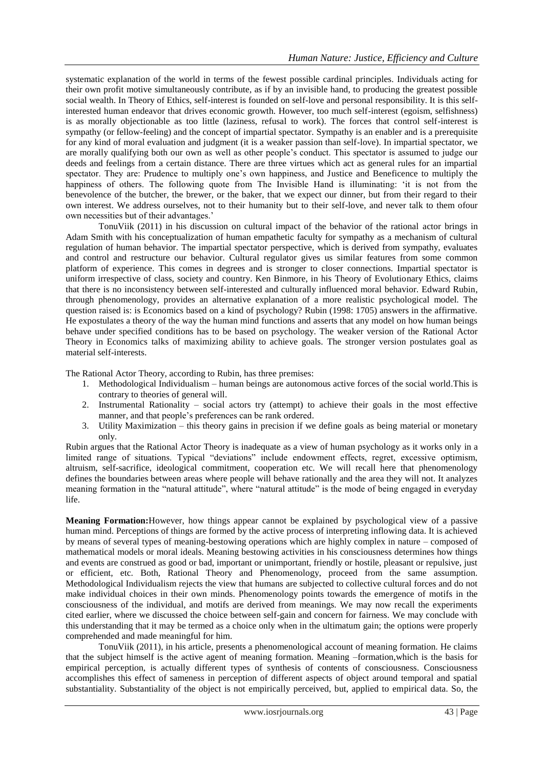systematic explanation of the world in terms of the fewest possible cardinal principles. Individuals acting for their own profit motive simultaneously contribute, as if by an invisible hand, to producing the greatest possible social wealth. In Theory of Ethics, self-interest is founded on self-love and personal responsibility. It is this self-interested human endeavor that drives economic growth. However, too much self-interest (egoism, selfishness) is as morally objectionable as too little (laziness, refusal to work). The forces that control self-interest is sympathy (or fellow-feeling) and the concept of impartial spectator. Sympathy is an enabler and is a prerequisite for any kind of moral evaluation and judgment (it is a weaker passion than self-love). In impartial spectator, we are morally qualifying both our own as well as other people's conduct. This spectator is assumed to judge our deeds and feelings from a certain distance. There are three virtues which act as general rules for an impartial spectator. They are: Prudence to multiply one's own happiness, and Justice and Beneficence to multiply the happiness of others. The following quote from The Invisible Hand is illuminating: 'it is not from the benevolence of the butcher, the brewer, or the baker, that we expect our dinner, but from their regard to their own interest. We address ourselves, not to their humanity but to their self-love, and never talk to them ofour own necessities but of their advantages.'

TonuViik (2011) in his discussion on cultural impact of the behavior of the rational actor brings in Adam Smith with his conceptualization of human empathetic faculty for sympathy as a mechanism of cultural regulation of human behavior. The impartial spectator perspective, which is derived from sympathy, evaluates and control and restructure our behavior. Cultural regulator gives us similar features from some common platform of experience. This comes in degrees and is stronger to closer connections. Impartial spectator is uniform irrespective of class, society and country. Ken Binmore, in his Theory of Evolutionary Ethics, claims that there is no inconsistency between self-interested and culturally influenced moral behavior. Edward Rubin, through phenomenology, provides an alternative explanation of a more realistic psychological model. The question raised is: is Economics based on a kind of psychology? Rubin (1998: 1705) answers in the affirmative. He expostulates a theory of the way the human mind functions and asserts that any model on how human beings behave under specified conditions has to be based on psychology. The weaker version of the Rational Actor Theory in Economics talks of maximizing ability to achieve goals. The stronger version postulates goal as material self-interests.

The Rational Actor Theory, according to Rubin, has three premises:

1. Methodological Individualism – human beings are autonomous active forces of the social world.This is contrary to theories of general will.
2. Instrumental Rationality – social actors try (attempt) to achieve their goals in the most effective manner, and that people's preferences can be rank ordered.
3. Utility Maximization – this theory gains in precision if we define goals as being material or monetary only.

Rubin argues that the Rational Actor Theory is inadequate as a view of human psychology as it works only in a limited range of situations. Typical "deviations" include endowment effects, regret, excessive optimism, altruism, self-sacrifice, ideological commitment, cooperation etc. We will recall here that phenomenology defines the boundaries between areas where people will behave rationally and the area they will not. It analyzes meaning formation in the "natural attitude", where "natural attitude" is the mode of being engaged in everyday life.

**Meaning Formation:**However, how things appear cannot be explained by psychological view of a passive human mind. Perceptions of things are formed by the active process of interpreting inflowing data. It is achieved by means of several types of meaning-bestowing operations which are highly complex in nature – composed of mathematical models or moral ideals. Meaning bestowing activities in his consciousness determines how things and events are construed as good or bad, important or unimportant, friendly or hostile, pleasant or repulsive, just or efficient, etc. Both, Rational Theory and Phenomenology, proceed from the same assumption. Methodological Individualism rejects the view that humans are subjected to collective cultural forces and do not make individual choices in their own minds. Phenomenology points towards the emergence of motifs in the consciousness of the individual, and motifs are derived from meanings. We may now recall the experiments cited earlier, where we discussed the choice between self-gain and concern for fairness. We may conclude with this understanding that it may be termed as a choice only when in the ultimatum gain; the options were properly comprehended and made meaningful for him.

TonuViik (2011), in his article, presents a phenomenological account of meaning formation. He claims that the subject himself is the active agent of meaning formation. Meaning –formation,which is the basis for empirical perception, is actually different types of synthesis of contents of consciousness. Consciousness accomplishes this effect of sameness in perception of different aspects of object around temporal and spatial substantiality. Substantiality of the object is not empirically perceived, but, applied to empirical data. So, the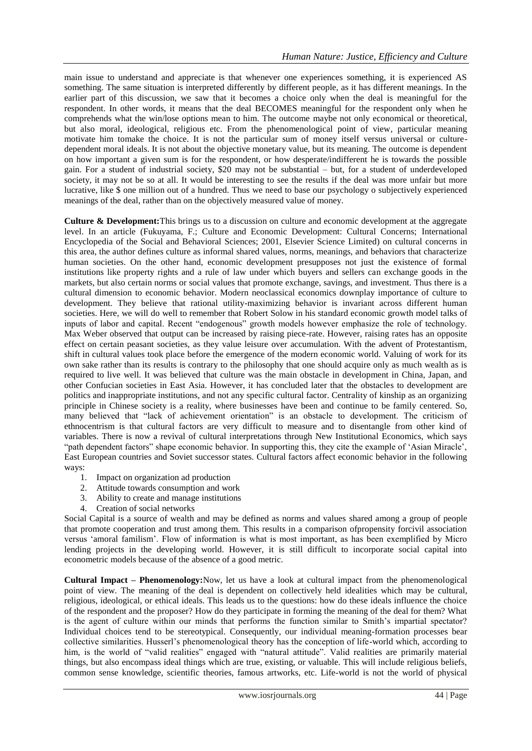main issue to understand and appreciate is that whenever one experiences something, it is experienced AS something. The same situation is interpreted differently by different people, as it has different meanings. In the earlier part of this discussion, we saw that it becomes a choice only when the deal is meaningful for the respondent. In other words, it means that the deal BECOMES meaningful for the respondent only when he comprehends what the win/lose options mean to him. The outcome maybe not only economical or theoretical, but also moral, ideological, religious etc. From the phenomenological point of view, particular meaning motivate him tomake the choice. It is not the particular sum of money itself versus universal or culture-dependent moral ideals. It is not about the objective monetary value, but its meaning. The outcome is dependent on how important a given sum is for the respondent, or how desperate/indifferent he is towards the possible gain. For a student of industrial society, $20 may not be substantial – but, for a student of underdeveloped society, it may not be so at all. It would be interesting to see the results if the deal was more unfair but more lucrative, like $ one million out of a hundred. Thus we need to base our psychology o subjectively experienced meanings of the deal, rather than on the objectively measured value of money.

**Culture & Development:**This brings us to a discussion on culture and economic development at the aggregate level. In an article (Fukuyama, F.; Culture and Economic Development: Cultural Concerns; International Encyclopedia of the Social and Behavioral Sciences; 2001, Elsevier Science Limited) on cultural concerns in this area, the author defines culture as informal shared values, norms, meanings, and behaviors that characterize human societies. On the other hand, economic development presupposes not just the existence of formal institutions like property rights and a rule of law under which buyers and sellers can exchange goods in the markets, but also certain norms or social values that promote exchange, savings, and investment. Thus there is a cultural dimension to economic behavior. Modern neoclassical economics downplay importance of culture to development. They believe that rational utility-maximizing behavior is invariant across different human societies. Here, we will do well to remember that Robert Solow in his standard economic growth model talks of inputs of labor and capital. Recent "endogenous" growth models however emphasize the role of technology. Max Weber observed that output can be increased by raising piece-rate. However, raising rates has an opposite effect on certain peasant societies, as they value leisure over accumulation. With the advent of Protestantism, shift in cultural values took place before the emergence of the modern economic world. Valuing of work for its own sake rather than its results is contrary to the philosophy that one should acquire only as much wealth as is required to live well. It was believed that culture was the main obstacle in development in China, Japan, and other Confucian societies in East Asia. However, it has concluded later that the obstacles to development are politics and inappropriate institutions, and not any specific cultural factor. Centrality of kinship as an organizing principle in Chinese society is a reality, where businesses have been and continue to be family centered. So, many believed that "lack of achievement orientation" is an obstacle to development. The criticism of ethnocentrism is that cultural factors are very difficult to measure and to disentangle from other kind of variables. There is now a revival of cultural interpretations through New Institutional Economics, which says "path dependent factors" shape economic behavior. In supporting this, they cite the example of 'Asian Miracle', East European countries and Soviet successor states. Cultural factors affect economic behavior in the following ways:

1. Impact on organization ad production
2. Attitude towards consumption and work
3. Ability to create and manage institutions
4. Creation of social networks

Social Capital is a source of wealth and may be defined as norms and values shared among a group of people that promote cooperation and trust among them. This results in a comparison ofpropensity forcivil association versus 'amoral familism'. Flow of information is what is most important, as has been exemplified by Micro lending projects in the developing world. However, it is still difficult to incorporate social capital into econometric models because of the absence of a good metric.

**Cultural Impact – Phenomenology:**Now, let us have a look at cultural impact from the phenomenological point of view. The meaning of the deal is dependent on collectively held idealities which may be cultural, religious, ideological, or ethical ideals. This leads us to the questions: how do these ideals influence the choice of the respondent and the proposer? How do they participate in forming the meaning of the deal for them? What is the agent of culture within our minds that performs the function similar to Smith's impartial spectator? Individual choices tend to be stereotypical. Consequently, our individual meaning-formation processes bear collective similarities. Husserl's phenomenological theory has the conception of life-world which, according to him, is the world of "valid realities" engaged with "natural attitude". Valid realities are primarily material things, but also encompass ideal things which are true, existing, or valuable. This will include religious beliefs, common sense knowledge, scientific theories, famous artworks, etc. Life-world is not the world of physical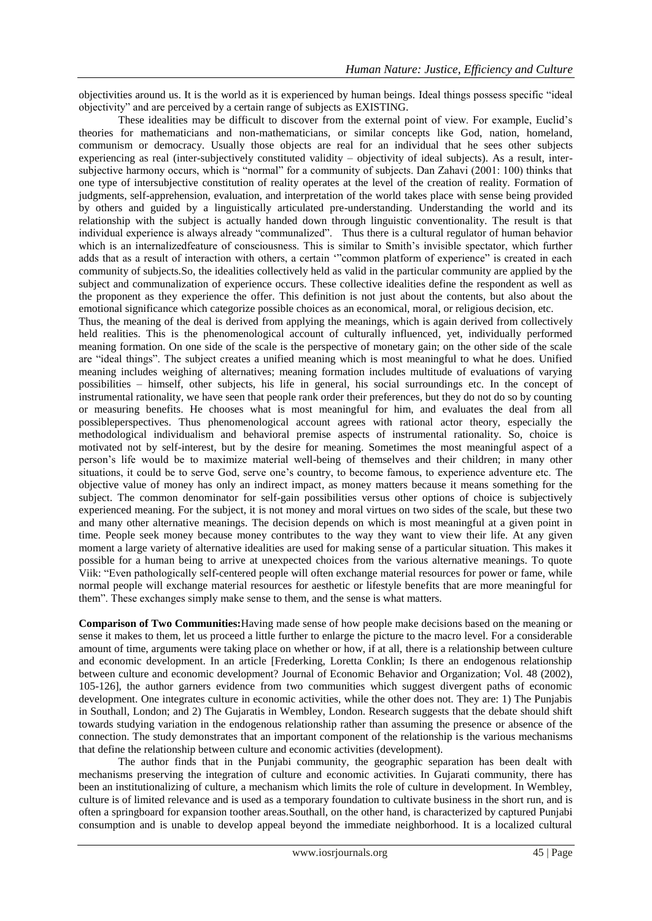objectivities around us. It is the world as it is experienced by human beings. Ideal things possess specific "ideal objectivity" and are perceived by a certain range of subjects as EXISTING.

These idealities may be difficult to discover from the external point of view. For example, Euclid's theories for mathematicians and non-mathematicians, or similar concepts like God, nation, homeland, communism or democracy. Usually those objects are real for an individual that he sees other subjects experiencing as real (inter-subjectively constituted validity – objectivity of ideal subjects). As a result, inter-subjective harmony occurs, which is "normal" for a community of subjects. Dan Zahavi (2001: 100) thinks that one type of intersubjective constitution of reality operates at the level of the creation of reality. Formation of judgments, self-apprehension, evaluation, and interpretation of the world takes place with sense being provided by others and guided by a linguistically articulated pre-understanding. Understanding the world and its relationship with the subject is actually handed down through linguistic conventionality. The result is that individual experience is always already "communalized". Thus there is a cultural regulator of human behavior which is an internalizedfeature of consciousness. This is similar to Smith's invisible spectator, which further adds that as a result of interaction with others, a certain '"common platform of experience" is created in each community of subjects.So, the idealities collectively held as valid in the particular community are applied by the subject and communalization of experience occurs. These collective idealities define the respondent as well as the proponent as they experience the offer. This definition is not just about the contents, but also about the emotional significance which categorize possible choices as an economical, moral, or religious decision, etc.

Thus, the meaning of the deal is derived from applying the meanings, which is again derived from collectively held realities. This is the phenomenological account of culturally influenced, yet, individually performed meaning formation. On one side of the scale is the perspective of monetary gain; on the other side of the scale are "ideal things". The subject creates a unified meaning which is most meaningful to what he does. Unified meaning includes weighing of alternatives; meaning formation includes multitude of evaluations of varying possibilities – himself, other subjects, his life in general, his social surroundings etc. In the concept of instrumental rationality, we have seen that people rank order their preferences, but they do not do so by counting or measuring benefits. He chooses what is most meaningful for him, and evaluates the deal from all possibleperspectives. Thus phenomenological account agrees with rational actor theory, especially the methodological individualism and behavioral premise aspects of instrumental rationality. So, choice is motivated not by self-interest, but by the desire for meaning. Sometimes the most meaningful aspect of a person's life would be to maximize material well-being of themselves and their children; in many other situations, it could be to serve God, serve one's country, to become famous, to experience adventure etc. The objective value of money has only an indirect impact, as money matters because it means something for the subject. The common denominator for self-gain possibilities versus other options of choice is subjectively experienced meaning. For the subject, it is not money and moral virtues on two sides of the scale, but these two and many other alternative meanings. The decision depends on which is most meaningful at a given point in time. People seek money because money contributes to the way they want to view their life. At any given moment a large variety of alternative idealities are used for making sense of a particular situation. This makes it possible for a human being to arrive at unexpected choices from the various alternative meanings. To quote Viik: "Even pathologically self-centered people will often exchange material resources for power or fame, while normal people will exchange material resources for aesthetic or lifestyle benefits that are more meaningful for them". These exchanges simply make sense to them, and the sense is what matters.

**Comparison of Two Communities:**Having made sense of how people make decisions based on the meaning or sense it makes to them, let us proceed a little further to enlarge the picture to the macro level. For a considerable amount of time, arguments were taking place on whether or how, if at all, there is a relationship between culture and economic development. In an article [Frederking, Loretta Conklin; Is there an endogenous relationship between culture and economic development? Journal of Economic Behavior and Organization; Vol. 48 (2002), 105-126], the author garners evidence from two communities which suggest divergent paths of economic development. One integrates culture in economic activities, while the other does not. They are: 1) The Punjabis in Southall, London; and 2) The Gujaratis in Wembley, London. Research suggests that the debate should shift towards studying variation in the endogenous relationship rather than assuming the presence or absence of the connection. The study demonstrates that an important component of the relationship is the various mechanisms that define the relationship between culture and economic activities (development).

The author finds that in the Punjabi community, the geographic separation has been dealt with mechanisms preserving the integration of culture and economic activities. In Gujarati community, there has been an institutionalizing of culture, a mechanism which limits the role of culture in development. In Wembley, culture is of limited relevance and is used as a temporary foundation to cultivate business in the short run, and is often a springboard for expansion toother areas.Southall, on the other hand, is characterized by captured Punjabi consumption and is unable to develop appeal beyond the immediate neighborhood. It is a localized cultural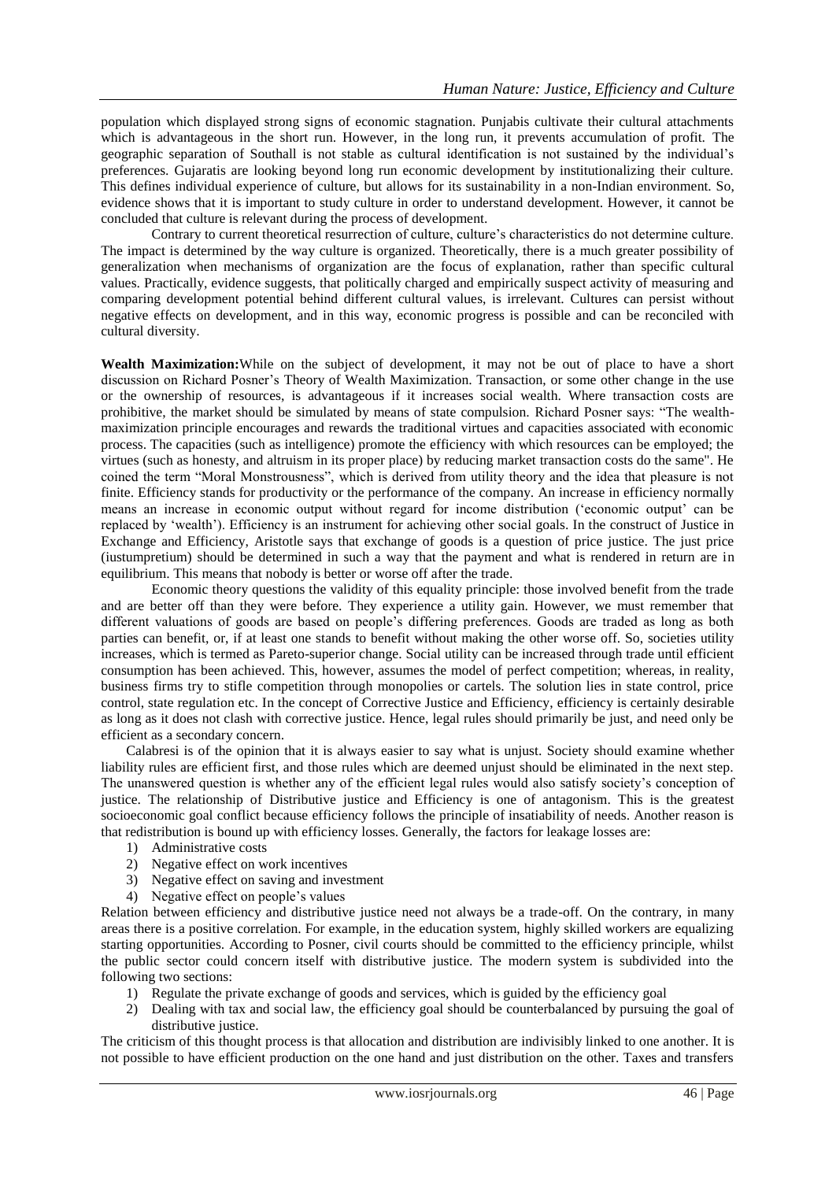population which displayed strong signs of economic stagnation. Punjabis cultivate their cultural attachments which is advantageous in the short run. However, in the long run, it prevents accumulation of profit. The geographic separation of Southall is not stable as cultural identification is not sustained by the individual's preferences. Gujaratis are looking beyond long run economic development by institutionalizing their culture. This defines individual experience of culture, but allows for its sustainability in a non-Indian environment. So, evidence shows that it is important to study culture in order to understand development. However, it cannot be concluded that culture is relevant during the process of development.

Contrary to current theoretical resurrection of culture, culture's characteristics do not determine culture. The impact is determined by the way culture is organized. Theoretically, there is a much greater possibility of generalization when mechanisms of organization are the focus of explanation, rather than specific cultural values. Practically, evidence suggests, that politically charged and empirically suspect activity of measuring and comparing development potential behind different cultural values, is irrelevant. Cultures can persist without negative effects on development, and in this way, economic progress is possible and can be reconciled with cultural diversity.

**Wealth Maximization:** While on the subject of development, it may not be out of place to have a short discussion on Richard Posner's Theory of Wealth Maximization. Transaction, or some other change in the use or the ownership of resources, is advantageous if it increases social wealth. Where transaction costs are prohibitive, the market should be simulated by means of state compulsion. Richard Posner says: "The wealth-maximization principle encourages and rewards the traditional virtues and capacities associated with economic process. The capacities (such as intelligence) promote the efficiency with which resources can be employed; the virtues (such as honesty, and altruism in its proper place) by reducing market transaction costs do the same". He coined the term "Moral Monstrousness", which is derived from utility theory and the idea that pleasure is not finite. Efficiency stands for productivity or the performance of the company. An increase in efficiency normally means an increase in economic output without regard for income distribution ('economic output' can be replaced by 'wealth'). Efficiency is an instrument for achieving other social goals. In the construct of Justice in Exchange and Efficiency, Aristotle says that exchange of goods is a question of price justice. The just price (iustumpretium) should be determined in such a way that the payment and what is rendered in return are in equilibrium. This means that nobody is better or worse off after the trade.

Economic theory questions the validity of this equality principle: those involved benefit from the trade and are better off than they were before. They experience a utility gain. However, we must remember that different valuations of goods are based on people's differing preferences. Goods are traded as long as both parties can benefit, or, if at least one stands to benefit without making the other worse off. So, societies utility increases, which is termed as Pareto-superior change. Social utility can be increased through trade until efficient consumption has been achieved. This, however, assumes the model of perfect competition; whereas, in reality, business firms try to stifle competition through monopolies or cartels. The solution lies in state control, price control, state regulation etc. In the concept of Corrective Justice and Efficiency, efficiency is certainly desirable as long as it does not clash with corrective justice. Hence, legal rules should primarily be just, and need only be efficient as a secondary concern.

Calabresi is of the opinion that it is always easier to say what is unjust. Society should examine whether liability rules are efficient first, and those rules which are deemed unjust should be eliminated in the next step. The unanswered question is whether any of the efficient legal rules would also satisfy society's conception of justice. The relationship of Distributive justice and Efficiency is one of antagonism. This is the greatest socioeconomic goal conflict because efficiency follows the principle of insatiability of needs. Another reason is that redistribution is bound up with efficiency losses. Generally, the factors for leakage losses are:

1) Administrative costs
2) Negative effect on work incentives
3) Negative effect on saving and investment
4) Negative effect on people's values

Relation between efficiency and distributive justice need not always be a trade-off. On the contrary, in many areas there is a positive correlation. For example, in the education system, highly skilled workers are equalizing starting opportunities. According to Posner, civil courts should be committed to the efficiency principle, whilst the public sector could concern itself with distributive justice. The modern system is subdivided into the following two sections:

1) Regulate the private exchange of goods and services, which is guided by the efficiency goal
2) Dealing with tax and social law, the efficiency goal should be counterbalanced by pursuing the goal of distributive justice.

The criticism of this thought process is that allocation and distribution are indivisibly linked to one another. It is not possible to have efficient production on the one hand and just distribution on the other. Taxes and transfers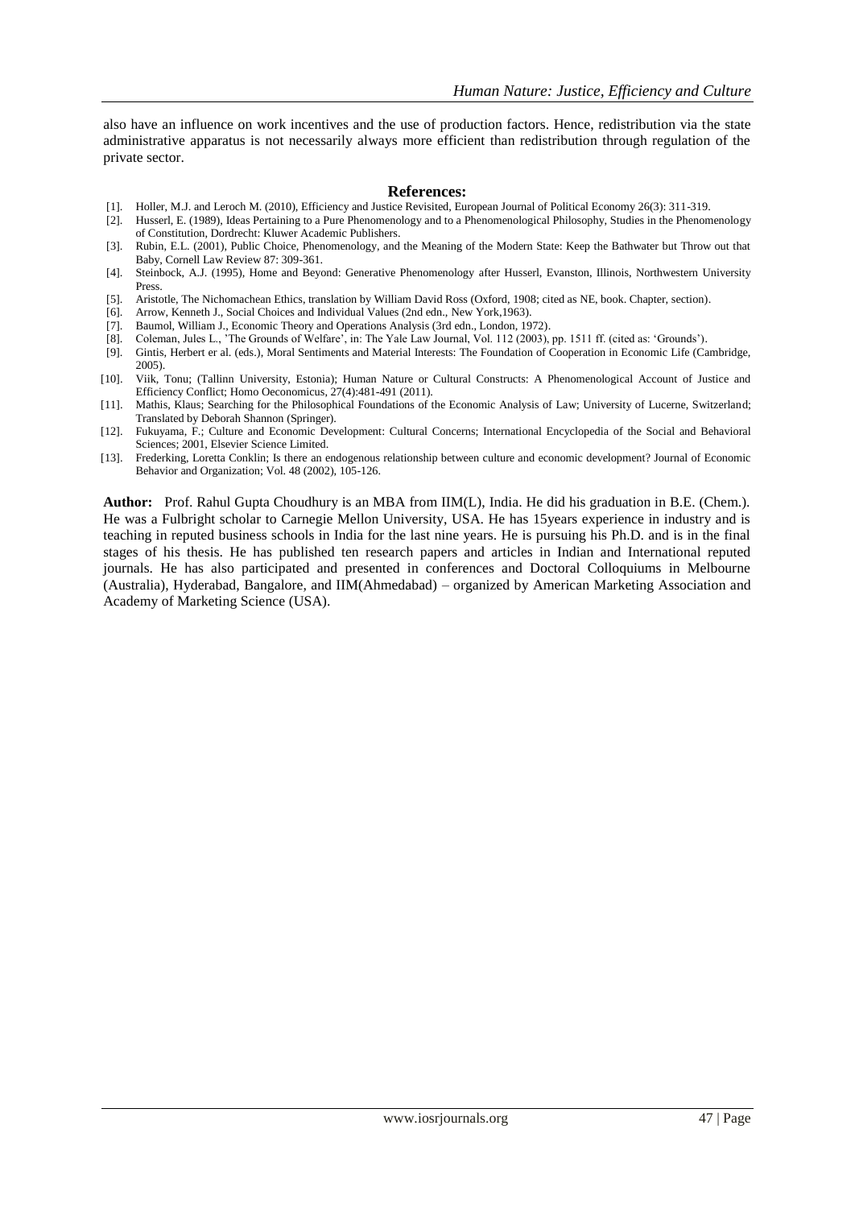also have an influence on work incentives and the use of production factors. Hence, redistribution via the state administrative apparatus is not necessarily always more efficient than redistribution through regulation of the private sector.

## References:

[1]. Holler, M.J. and Leroch M. (2010), Efficiency and Justice Revisited, European Journal of Political Economy 26(3): 311-319.
[2]. Husserl, E. (1989), Ideas Pertaining to a Pure Phenomenology and to a Phenomenological Philosophy, Studies in the Phenomenology of Constitution, Dordrecht: Kluwer Academic Publishers.
[3]. Rubin, E.L. (2001), Public Choice, Phenomenology, and the Meaning of the Modern State: Keep the Bathwater but Throw out that Baby, Cornell Law Review 87: 309-361.
[4]. Steinbock, A.J. (1995), Home and Beyond: Generative Phenomenology after Husserl, Evanston, Illinois, Northwestern University Press.
[5]. Aristotle, The Nichomachean Ethics, translation by William David Ross (Oxford, 1908; cited as NE, book. Chapter, section).
[6]. Arrow, Kenneth J., Social Choices and Individual Values (2nd edn., New York,1963).
[7]. Baumol, William J., Economic Theory and Operations Analysis (3rd edn., London, 1972).
[8]. Coleman, Jules L., 'The Grounds of Welfare', in: The Yale Law Journal, Vol. 112 (2003), pp. 1511 ff. (cited as: 'Grounds').
[9]. Gintis, Herbert er al. (eds.), Moral Sentiments and Material Interests: The Foundation of Cooperation in Economic Life (Cambridge, 2005).
[10]. Viik, Tonu; (Tallinn University, Estonia); Human Nature or Cultural Constructs: A Phenomenological Account of Justice and Efficiency Conflict; Homo Oeconomicus, 27(4):481-491 (2011).
[11]. Mathis, Klaus; Searching for the Philosophical Foundations of the Economic Analysis of Law; University of Lucerne, Switzerland; Translated by Deborah Shannon (Springer).
[12]. Fukuyama, F.; Culture and Economic Development: Cultural Concerns; International Encyclopedia of the Social and Behavioral Sciences; 2001, Elsevier Science Limited.
[13]. Frederking, Loretta Conklin; Is there an endogenous relationship between culture and economic development? Journal of Economic Behavior and Organization; Vol. 48 (2002), 105-126.

**Author:** Prof. Rahul Gupta Choudhury is an MBA from IIM(L), India. He did his graduation in B.E. (Chem.). He was a Fulbright scholar to Carnegie Mellon University, USA. He has 15years experience in industry and is teaching in reputed business schools in India for the last nine years. He is pursuing his Ph.D. and is in the final stages of his thesis. He has published ten research papers and articles in Indian and International reputed journals. He has also participated and presented in conferences and Doctoral Colloquiums in Melbourne (Australia), Hyderabad, Bangalore, and IIM(Ahmedabad) – organized by American Marketing Association and Academy of Marketing Science (USA).